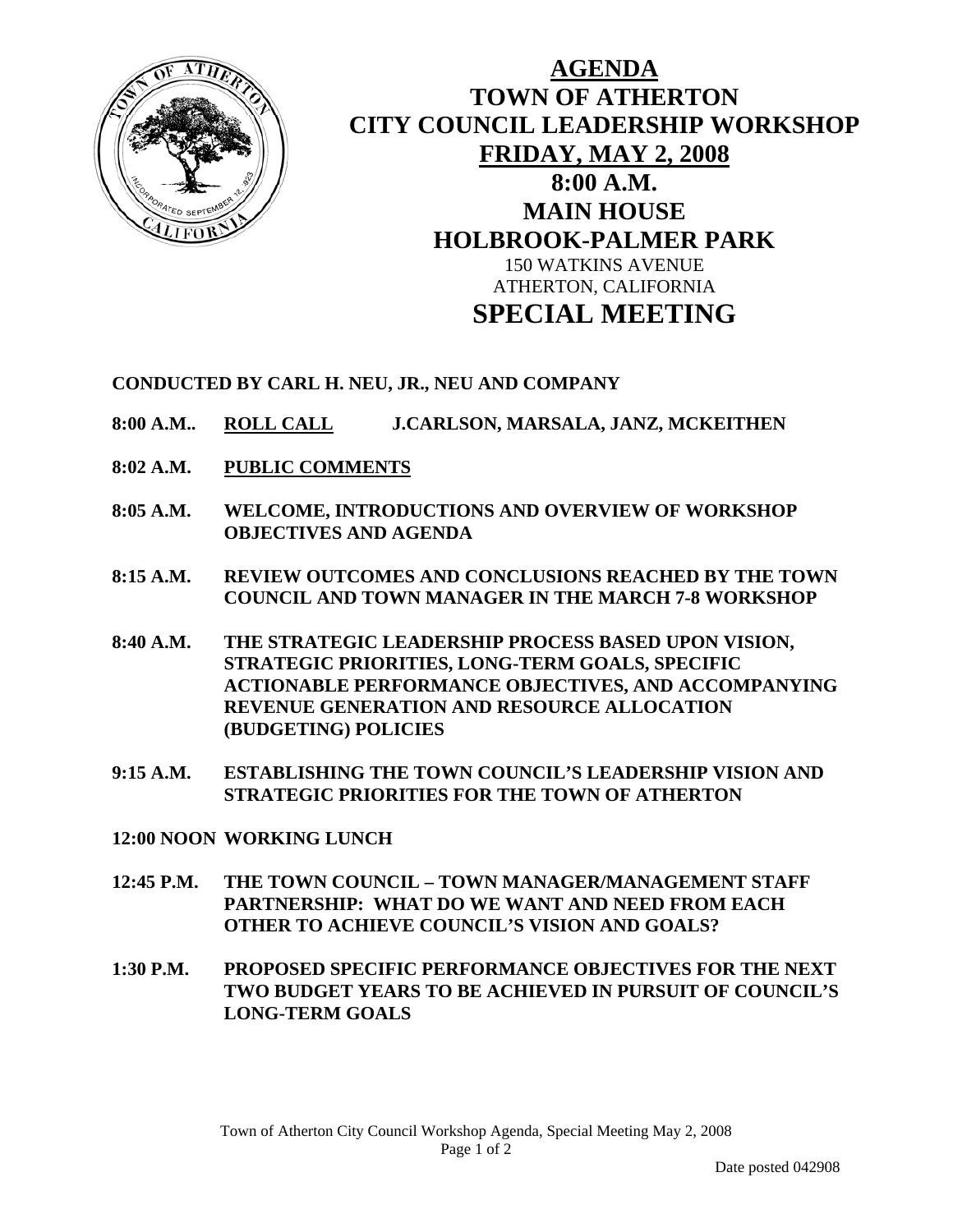# AGENDA
# TOWN OF ATHERTON
# CITY COUNCIL LEADERSHIP WORKSHOP
## FRIDAY, MAY 2, 2008
## 8:00 A.M.
## MAIN HOUSE
## HOLBROOK-PALMER PARK

150 WATKINS AVENUE
ATHERTON, CALIFORNIA

# SPECIAL MEETING

**CONDUCTED BY CARL H. NEU, JR., NEU AND COMPANY**

**8:00 A.M..** **ROLL CALL** **J.CARLSON, MARSALA, JANZ, MCKEITHEN**

**8:02 A.M.** **PUBLIC COMMENTS**

**8:05 A.M.** **WELCOME, INTRODUCTIONS AND OVERVIEW OF WORKSHOP OBJECTIVES AND AGENDA**

**8:15 A.M.** **REVIEW OUTCOMES AND CONCLUSIONS REACHED BY THE TOWN COUNCIL AND TOWN MANAGER IN THE MARCH 7-8 WORKSHOP**

**8:40 A.M.** **THE STRATEGIC LEADERSHIP PROCESS BASED UPON VISION, STRATEGIC PRIORITIES, LONG-TERM GOALS, SPECIFIC ACTIONABLE PERFORMANCE OBJECTIVES, AND ACCOMPANYING REVENUE GENERATION AND RESOURCE ALLOCATION (BUDGETING) POLICIES**

**9:15 A.M.** **ESTABLISHING THE TOWN COUNCIL'S LEADERSHIP VISION AND STRATEGIC PRIORITIES FOR THE TOWN OF ATHERTON**

**12:00 NOON** **WORKING LUNCH**

**12:45 P.M.** **THE TOWN COUNCIL – TOWN MANAGER/MANAGEMENT STAFF PARTNERSHIP: WHAT DO WE WANT AND NEED FROM EACH OTHER TO ACHIEVE COUNCIL'S VISION AND GOALS?**

**1:30 P.M.** **PROPOSED SPECIFIC PERFORMANCE OBJECTIVES FOR THE NEXT TWO BUDGET YEARS TO BE ACHIEVED IN PURSUIT OF COUNCIL'S LONG-TERM GOALS**

Date posted 042908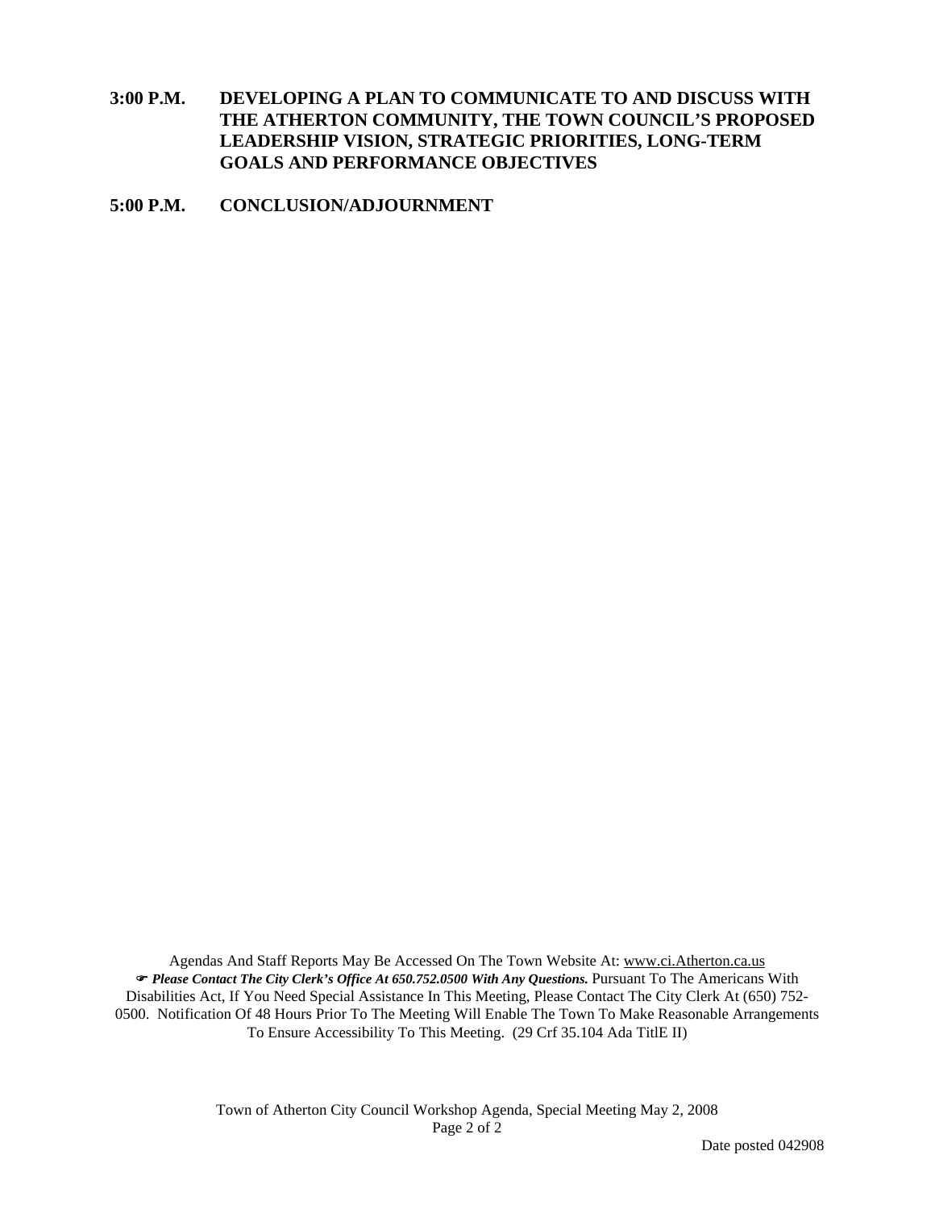**3:00 P.M. DEVELOPING A PLAN TO COMMUNICATE TO AND DISCUSS WITH THE ATHERTON COMMUNITY, THE TOWN COUNCIL'S PROPOSED LEADERSHIP VISION, STRATEGIC PRIORITIES, LONG-TERM GOALS AND PERFORMANCE OBJECTIVES**

**5:00 P.M. CONCLUSION/ADJOURNMENT**

Agendas And Staff Reports May Be Accessed On The Town Website At: www.ci.Atherton.ca.us
☛ ***Please Contact The City Clerk's Office At 650.752.0500 With Any Questions.*** Pursuant To The Americans With Disabilities Act, If You Need Special Assistance In This Meeting, Please Contact The City Clerk At (650) 752-0500. Notification Of 48 Hours Prior To The Meeting Will Enable The Town To Make Reasonable Arrangements To Ensure Accessibility To This Meeting. (29 Crf 35.104 Ada TitlE II)

Town of Atherton City Council Workshop Agenda, Special Meeting May 2, 2008

Date posted 042908